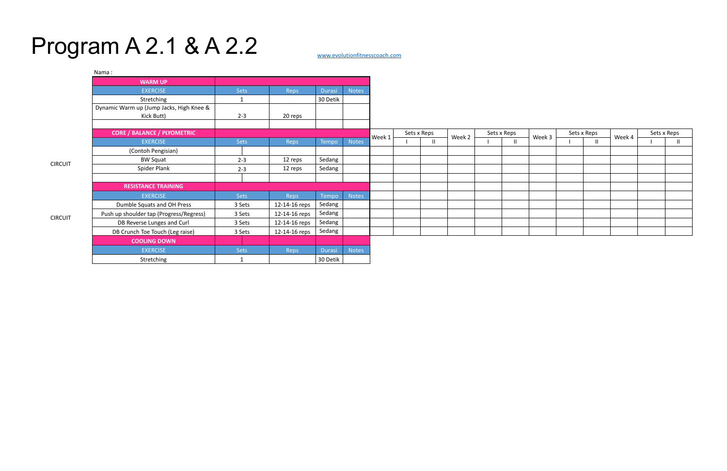# Program A 2.1 & A 2.2

www.evolutionfitnesscoach.com

Nama :

| WARM UP | | | | |
|---|---|---|---|---|
| EXERCISE | Sets | Reps | Durasi | Notes |
| Stretching | 1 | | 30 Detik | |
| Dynamic Warm up (Jump Jacks, High Knee & Kick Butt) | 2-3 | 20 reps | | |

| | CORE / BALANCE / PLYOMETRIC | | | | | Week 1 | Sets x Reps | | Week 2 | Sets x Reps | | Week 3 | Sets x Reps | | Week 4 | Sets x Reps | |
|---|---|---|---|---|---|---|---|---|---|---|---|---|---|---|---|---|---|
| | EXERCISE | Sets | Reps | Tempo | Notes | | I | II | | I | II | | I | II | | I | II |
| | (Contoh Pengisian) | | | | | | | | | | | | | | | | |
| CIRCUIT | BW Squat | 2-3 | 12 reps | Sedang | | | | | | | | | | | | | |
| | Spider Plank | 2-3 | 12 reps | Sedang | | | | | | | | | | | | | |
| | | | | | | | | | | | | | | | | | |
| | RESISTANCE TRAINING | | | | | | | | | | | | | | | | |
| | EXERCISE | Sets | Reps | Tempo | Notes | | | | | | | | | | | | |
| CIRCUIT | Dumble Squats and OH Press | 3 Sets | 12-14-16 reps | Sedang | | | | | | | | | | | | | |
| | Push up shoulder tap (Progress/Regress) | 3 Sets | 12-14-16 reps | Sedang | | | | | | | | | | | | | |
| | DB Reverse Lunges and Curl | 3 Sets | 12-14-16 reps | Sedang | | | | | | | | | | | | | |
| | DB Crunch Toe Touch (Leg raise) | 3 Sets | 12-14-16 reps | Sedang | | | | | | | | | | | | | |

| COOLING DOWN | | | | |
|---|---|---|---|---|
| EXERCISE | Sets | Reps | Durasi | Notes |
| Stretching | 1 | | 30 Detik | |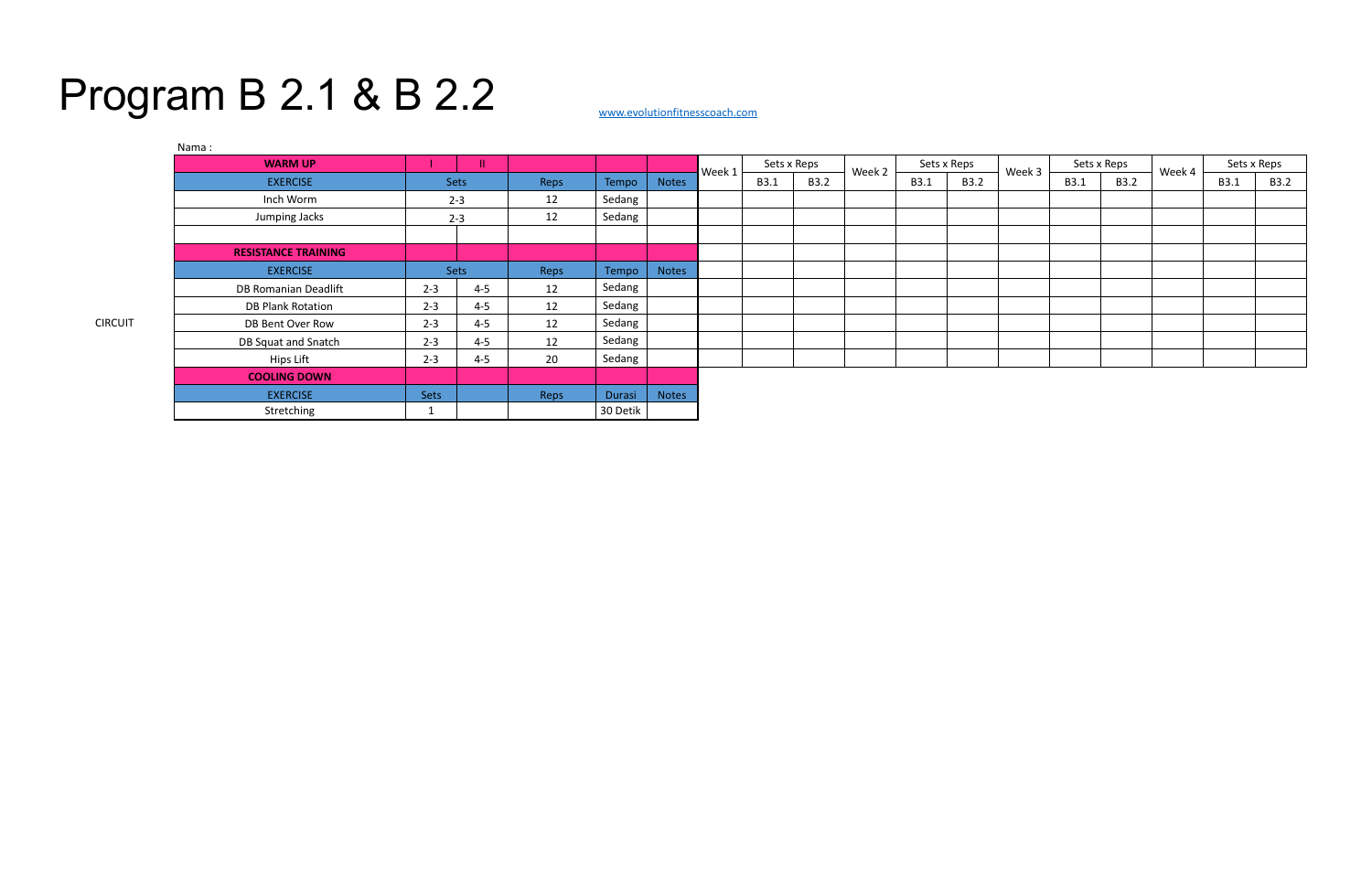# Program B 2.1 & B 2.2

www.evolutionfitnesscoach.com

Nama :

| WARM UP | I | II | | | | Week 1 | Sets x Reps | | Week 2 | Sets x Reps | | Week 3 | Sets x Reps | | Week 4 | Sets x Reps | |
|---|---|---|---|---|---|---|---|---|---|---|---|---|---|---|---|---|---|
| EXERCISE | Sets | | Reps | Tempo | Notes | | B3.1 | B3.2 | | B3.1 | B3.2 | | B3.1 | B3.2 | | B3.1 | B3.2 |
| Inch Worm | 2-3 | | 12 | Sedang | | | | | | | | | | | | | |
| Jumping Jacks | 2-3 | | 12 | Sedang | | | | | | | | | | | | | |
| | | | | | | | | | | | | | | | | | |
| **RESISTANCE TRAINING** | | | | | | | | | | | | | | | | | |
| EXERCISE | Sets | | Reps | Tempo | Notes | | | | | | | | | | | | |
| DB Romanian Deadlift | 2-3 | 4-5 | 12 | Sedang | | | | | | | | | | | | | |
| DB Plank Rotation | 2-3 | 4-5 | 12 | Sedang | | | | | | | | | | | | | |
| DB Bent Over Row | 2-3 | 4-5 | 12 | Sedang | | | | | | | | | | | | | |
| DB Squat and Snatch | 2-3 | 4-5 | 12 | Sedang | | | | | | | | | | | | | |
| Hips Lift | 2-3 | 4-5 | 20 | Sedang | | | | | | | | | | | | | |
| **COOLING DOWN** | | | | | | | | | | | | | | | | | |
| EXERCISE | Sets | | Reps | Durasi | Notes | | | | | | | | | | | | |
| Stretching | 1 | | | 30 Detik | | | | | | | | | | | | | |

CIRCUIT